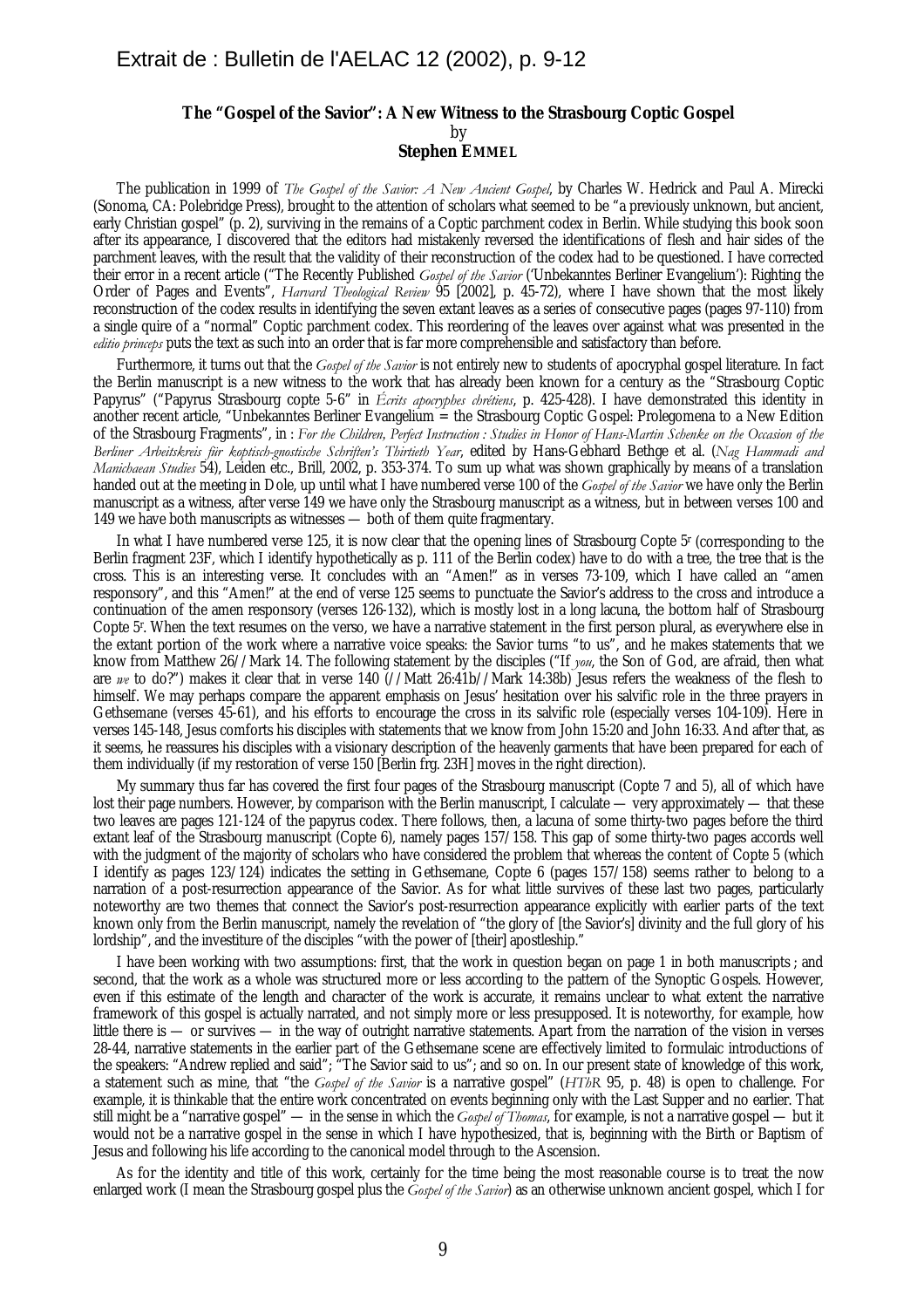Extrait de : Bulletin de l'AELAC 12 (2002), p. 9-12

## The "Gospel of the Savior": A New Witness to the Strasbourg Coptic Gospel

by

**Stephen EMMEL**

The publication in 1999 of *The Gospel of the Savior: A New Ancient Gospel*, by Charles W. Hedrick and Paul A. Mirecki (Sonoma, CA: Polebridge Press), brought to the attention of scholars what seemed to be "a previously unknown, but ancient, early Christian gospel" (p. 2), surviving in the remains of a Coptic parchment codex in Berlin. While studying this book soon after its appearance, I discovered that the editors had mistakenly reversed the identifications of flesh and hair sides of the parchment leaves, with the result that the validity of their reconstruction of the codex had to be questioned. I have corrected their error in a recent article ("The Recently Published *Gospel of the Savior* ('Unbekanntes Berliner Evangelium'): Righting the Order of Pages and Events", *Harvard Theological Review* 95 [2002], p. 45-72), where I have shown that the most likely reconstruction of the codex results in identifying the seven extant leaves as a series of consecutive pages (pages 97-110) from a single quire of a "normal" Coptic parchment codex. This reordering of the leaves over against what was presented in the *editio princeps* puts the text as such into an order that is far more comprehensible and satisfactory than before.

Furthermore, it turns out that the *Gospel of the Savior* is not entirely new to students of apocryphal gospel literature. In fact the Berlin manuscript is a new witness to the work that has already been known for a century as the "Strasbourg Coptic Papyrus" ("Papyrus Strasbourg copte 5-6" in *Écrits apocryphes chrétiens*, p. 425-428). I have demonstrated this identity in another recent article, "Unbekanntes Berliner Evangelium = the Strasbourg Coptic Gospel: Prolegomena to a New Edition of the Strasbourg Fragments", in : *For the Children, Perfect Instruction : Studies in Honor of Hans-Martin Schenke on the Occasion of the Berliner Arbeitskreis für koptisch-gnostische Schriften's Thirtieth Year*, edited by Hans-Gebhard Bethge et al. (*Nag Hammadi and Manichaean Studies* 54), Leiden etc., Brill, 2002, p. 353-374. To sum up what was shown graphically by means of a translation handed out at the meeting in Dole, up until what I have numbered verse 100 of the *Gospel of the Savior* we have only the Berlin manuscript as a witness, after verse 149 we have only the Strasbourg manuscript as a witness, but in between verses 100 and 149 we have both manuscripts as witnesses — both of them quite fragmentary.

In what I have numbered verse 125, it is now clear that the opening lines of Strasbourg Copte 5[r] (corresponding to the Berlin fragment 23F, which I identify hypothetically as p. 111 of the Berlin codex) have to do with a tree, the tree that is the cross. This is an interesting verse. It concludes with an "Amen!" as in verses 73-109, which I have called an "amen responsory", and this "Amen!" at the end of verse 125 seems to punctuate the Savior's address to the cross and introduce a continuation of the amen responsory (verses 126-132), which is mostly lost in a long lacuna, the bottom half of Strasbourg Copte 5[r]. When the text resumes on the verso, we have a narrative statement in the first person plural, as everywhere else in the extant portion of the work where a narrative voice speaks: the Savior turns "to us", and he makes statements that we know from Matthew 26//Mark 14. The following statement by the disciples ("If *you*, the Son of God, are afraid, then what are *we* to do?") makes it clear that in verse 140 (//Matt 26:41b//Mark 14:38b) Jesus refers the weakness of the flesh to himself. We may perhaps compare the apparent emphasis on Jesus' hesitation over his salvific role in the three prayers in Gethsemane (verses 45-61), and his efforts to encourage the cross in its salvific role (especially verses 104-109). Here in verses 145-148, Jesus comforts his disciples with statements that we know from John 15:20 and John 16:33. And after that, as it seems, he reassures his disciples with a visionary description of the heavenly garments that have been prepared for each of them individually (if my restoration of verse 150 [Berlin frg. 23H] moves in the right direction).

My summary thus far has covered the first four pages of the Strasbourg manuscript (Copte 7 and 5), all of which have lost their page numbers. However, by comparison with the Berlin manuscript, I calculate — very approximately — that these two leaves are pages 121-124 of the papyrus codex. There follows, then, a lacuna of some thirty-two pages before the third extant leaf of the Strasbourg manuscript (Copte 6), namely pages 157/158. This gap of some thirty-two pages accords well with the judgment of the majority of scholars who have considered the problem that whereas the content of Copte 5 (which I identify as pages 123/124) indicates the setting in Gethsemane, Copte 6 (pages 157/158) seems rather to belong to a narration of a post-resurrection appearance of the Savior. As for what little survives of these last two pages, particularly noteworthy are two themes that connect the Savior's post-resurrection appearance explicitly with earlier parts of the text known only from the Berlin manuscript, namely the revelation of "the glory of [the Savior's] divinity and the full glory of his lordship", and the investiture of the disciples "with the power of [their] apostleship."

I have been working with two assumptions: first, that the work in question began on page 1 in both manuscripts ; and second, that the work as a whole was structured more or less according to the pattern of the Synoptic Gospels. However, even if this estimate of the length and character of the work is accurate, it remains unclear to what extent the narrative framework of this gospel is actually narrated, and not simply more or less presupposed. It is noteworthy, for example, how little there is — or survives — in the way of outright narrative statements. Apart from the narration of the vision in verses 28-44, narrative statements in the earlier part of the Gethsemane scene are effectively limited to formulaic introductions of the speakers: "Andrew replied and said"; "The Savior said to us"; and so on. In our present state of knowledge of this work, a statement such as mine, that "the *Gospel of the Savior* is a narrative gospel" (*HThR* 95, p. 48) is open to challenge. For example, it is thinkable that the entire work concentrated on events beginning only with the Last Supper and no earlier. That still might be a "narrative gospel" — in the sense in which the *Gospel of Thomas*, for example, is not a narrative gospel — but it would not be a narrative gospel in the sense in which I have hypothesized, that is, beginning with the Birth or Baptism of Jesus and following his life according to the canonical model through to the Ascension.

As for the identity and title of this work, certainly for the time being the most reasonable course is to treat the now enlarged work (I mean the Strasbourg gospel plus the *Gospel of the Savior*) as an otherwise unknown ancient gospel, which I for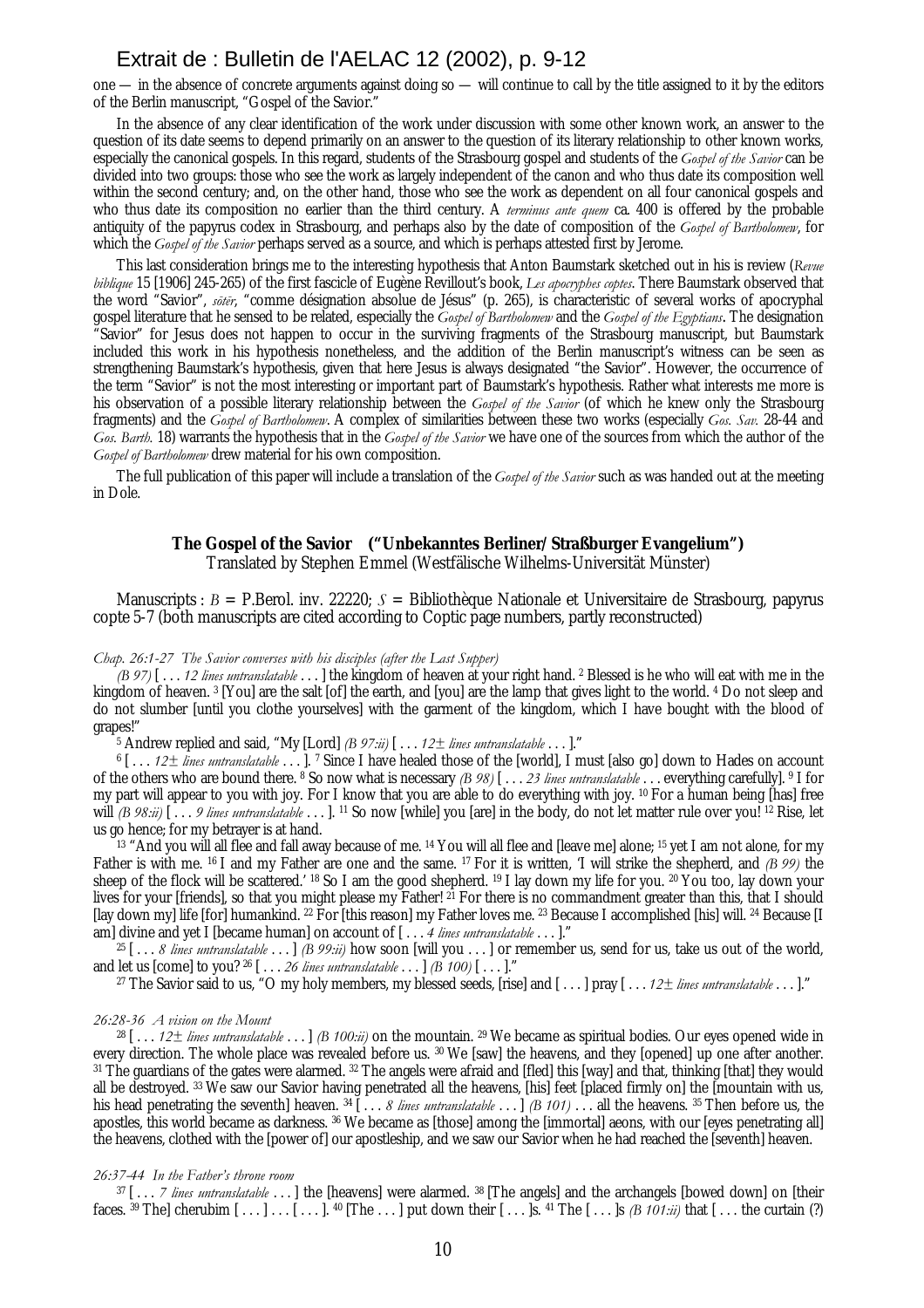one — in the absence of concrete arguments against doing so — will continue to call by the title assigned to it by the editors of the Berlin manuscript, "Gospel of the Savior."

In the absence of any clear identification of the work under discussion with some other known work, an answer to the question of its date seems to depend primarily on an answer to the question of its literary relationship to other known works, especially the canonical gospels. In this regard, students of the Strasbourg gospel and students of the *Gospel of the Savior* can be divided into two groups: those who see the work as largely independent of the canon and who thus date its composition well within the second century; and, on the other hand, those who see the work as dependent on all four canonical gospels and who thus date its composition no earlier than the third century. A *terminus ante quem* ca. 400 is offered by the probable antiquity of the papyrus codex in Strasbourg, and perhaps also by the date of composition of the *Gospel of Bartholomew*, for which the *Gospel of the Savior* perhaps served as a source, and which is perhaps attested first by Jerome.

This last consideration brings me to the interesting hypothesis that Anton Baumstark sketched out in his is review (*Revue biblique* 15 [1906] 245-265) of the first fascicle of Eugène Revillout's book, *Les apocryphes coptes*. There Baumstark observed that the word "Savior", *sôtêr*, "comme désignation absolue de Jésus" (p. 265), is characteristic of several works of apocryphal gospel literature that he sensed to be related, especially the *Gospel of Bartholomew* and the *Gospel of the Egyptians*. The designation "Savior" for Jesus does not happen to occur in the surviving fragments of the Strasbourg manuscript, but Baumstark included this work in his hypothesis nonetheless, and the addition of the Berlin manuscript's witness can be seen as strengthening Baumstark's hypothesis, given that here Jesus is always designated "the Savior". However, the occurrence of the term "Savior" is not the most interesting or important part of Baumstark's hypothesis. Rather what interests me more is his observation of a possible literary relationship between the *Gospel of the Savior* (of which he knew only the Strasbourg fragments) and the *Gospel of Bartholomew*. A complex of similarities between these two works (especially *Gos. Sav.* 28-44 and *Gos. Barth.* 18) warrants the hypothesis that in the *Gospel of the Savior* we have one of the sources from which the author of the *Gospel of Bartholomew* drew material for his own composition.

The full publication of this paper will include a translation of the *Gospel of the Savior* such as was handed out at the meeting in Dole.

## The Gospel of the Savior (“Unbekanntes Berliner/Straßburger Evangelium”)

Translated by Stephen Emmel (Westfälische Wilhelms-Universität Münster)

Manuscripts : *B* = P.Berol. inv. 22220; *S* = Bibliothèque Nationale et Universitaire de Strasbourg, papyrus copte 5-7 (both manuscripts are cited according to Coptic page numbers, partly reconstructed)

*Chap. 26:1-27 The Savior converses with his disciples (after the Last Supper)*

*(B 97)* [ . . . *12 lines untranslatable* . . . ] the kingdom of heaven at your right hand. [2] Blessed is he who will eat with me in the kingdom of heaven. [3] [You] are the salt [of] the earth, and [you] are the lamp that gives light to the world. [4] Do not sleep and do not slumber [until you clothe yourselves] with the garment of the kingdom, which I have bought with the blood of grapes!"

[5] Andrew replied and said, "My [Lord] *(B 97:ii)* [ . . . *12± lines untranslatable* . . . ]."

[6] [ . . . *12± lines untranslatable* . . . ]. [7] Since I have healed those of the [world], I must [also go] down to Hades on account of the others who are bound there. [8] So now what is necessary *(B 98)* [ . . . *23 lines untranslatable* . . . everything carefully]. [9] I for my part will appear to you with joy. For I know that you are able to do everything with joy. [10] For a human being [has] free will *(B 98:ii)* [ . . . *9 lines untranslatable* . . . ]. [11] So now [while] you [are] in the body, do not let matter rule over you! [12] Rise, let us go hence; for my betrayer is at hand.

[13] "And you will all flee and fall away because of me. [14] You will all flee and [leave me] alone; [15] yet I am not alone, for my Father is with me. [16] I and my Father are one and the same. [17] For it is written, 'I will strike the shepherd, and *(B 99)* the sheep of the flock will be scattered.' [18] So I am the good shepherd. [19] I lay down my life for you. [20] You too, lay down your lives for your [friends], so that you might please my Father! [21] For there is no commandment greater than this, that I should [lay down my] life [for] humankind. [22] For [this reason] my Father loves me. [23] Because I accomplished [his] will. [24] Because [I am] divine and yet I [became human] on account of [ . . . *4 lines untranslatable* . . . ]."

[25] [ . . . *8 lines untranslatable* . . . ] *(B 99:ii)* how soon [will you . . . ] or remember us, send for us, take us out of the world, and let us [come] to you? [26] [ . . . *26 lines untranslatable* . . . ] *(B 100)* [ . . . ]."

[27] The Savior said to us, "O my holy members, my blessed seeds, [rise] and [ . . . ] pray [ . . . *12± lines untranslatable* . . . ]."

*26:28-36 A vision on the Mount*

[28] [ . . . *12± lines untranslatable* . . . ] *(B 100:ii)* on the mountain. [29] We became as spiritual bodies. Our eyes opened wide in every direction. The whole place was revealed before us. [30] We [saw] the heavens, and they [opened] up one after another. [31] The guardians of the gates were alarmed. [32] The angels were afraid and [fled] this [way] and that, thinking [that] they would all be destroyed. [33] We saw our Savior having penetrated all the heavens, [his] feet [placed firmly on] the [mountain with us, his head penetrating the seventh] heaven. [34] [ . . . *8 lines untranslatable* . . . ] *(B 101)* . . . all the heavens. [35] Then before us, the apostles, this world became as darkness. [36] We became as [those] among the [immortal] aeons, with our [eyes penetrating all] the heavens, clothed with the [power of] our apostleship, and we saw our Savior when he had reached the [seventh] heaven.

*26:37-44 In the Father's throne room*

[37] [ . . . *7 lines untranslatable* . . . ] the [heavens] were alarmed. [38] [The angels] and the archangels [bowed down] on [their faces. [39] The] cherubim [ . . . ] . . . [ . . . ]. [40] [The . . . ] put down their [ . . . ]s. [41] The [ . . . ]s *(B 101:ii)* that [ . . . the curtain (?)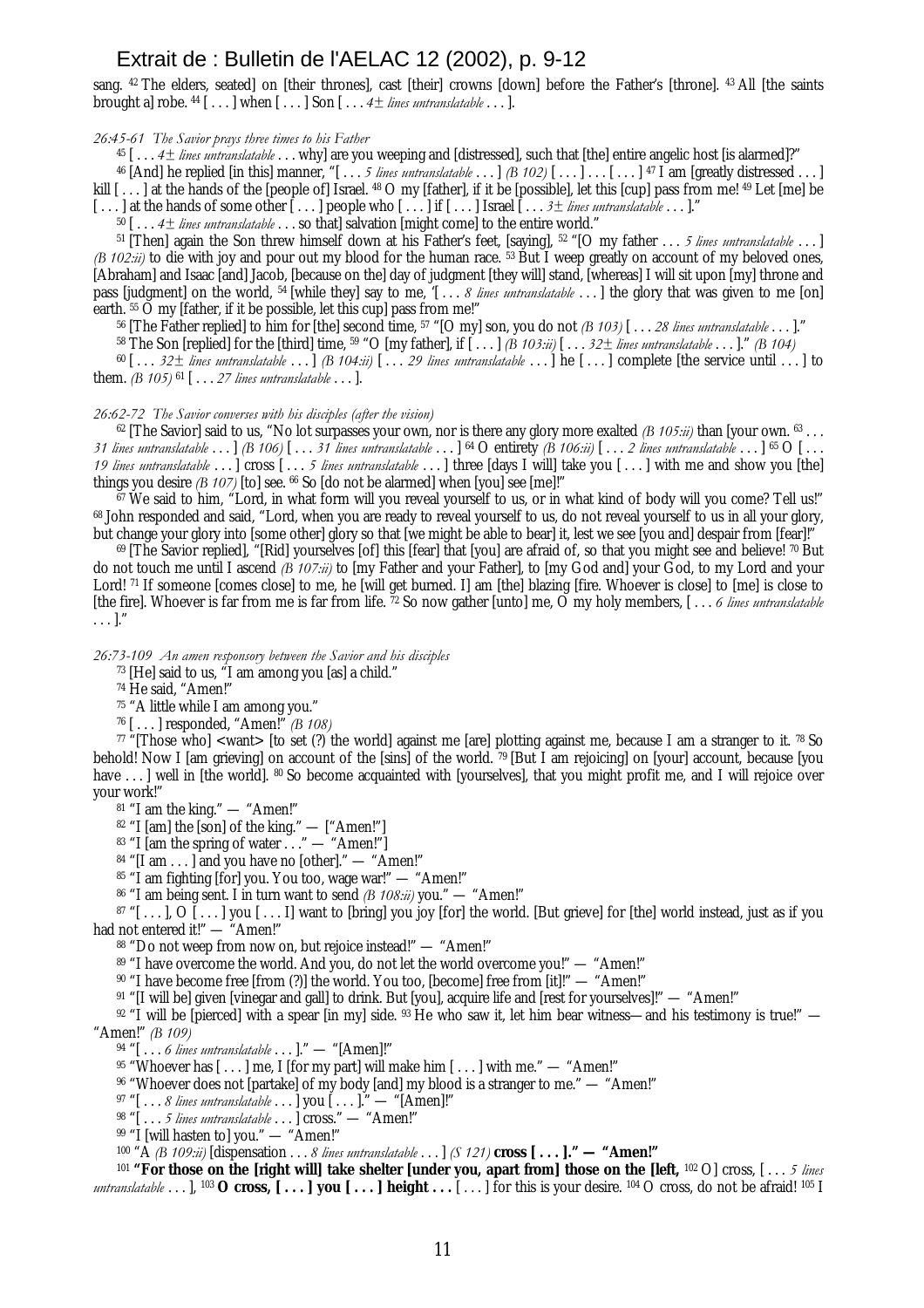sang. [42] The elders, seated] on [their thrones], cast [their] crowns [down] before the Father's [throne]. [43] All [the saints brought a] robe. [44] [ . . . ] when [ . . . ] Son [ . . . *4± lines untranslatable* . . . ].

*26:45-61 The Savior prays three times to his Father*

[45] [ . . . *4± lines untranslatable* . . . why] are you weeping and [distressed], such that [the] entire angelic host [is alarmed]?"

[46] [And] he replied [in this] manner, "[ . . . *5 lines untranslatable* . . . ] *(B 102)* [ . . . ] . . . [ . . . ] [47] I am [greatly distressed . . . ] kill [ . . . ] at the hands of the [people of] Israel. [48] O my [father], if it be [possible], let this [cup] pass from me! [49] Let [me] be [ . . . ] at the hands of some other [ . . . ] people who [ . . . ] if [ . . . ] Israel [ . . . *3± lines untranslatable* . . . ]."

[50] [ . . . *4± lines untranslatable* . . . so that] salvation [might come] to the entire world."

[51] [Then] again the Son threw himself down at his Father's feet, [saying], [52] "[O my father . . . *5 lines untranslatable* . . . ] *(B 102:ii)* to die with joy and pour out my blood for the human race. [53] But I weep greatly on account of my beloved ones, [Abraham] and Isaac [and] Jacob, [because on the] day of judgment [they will] stand, [whereas] I will sit upon [my] throne and pass [judgment] on the world, [54] [while they] say to me, '[ . . . *8 lines untranslatable* . . . ] the glory that was given to me [on] earth. [55] O my [father, if it be possible, let this cup] pass from me!"

[56] [The Father replied] to him for [the] second time, [57] "[O my] son, you do not *(B 103)* [ . . . *28 lines untranslatable* . . . ]."

[58] The Son [replied] for the [third] time, [59] "O [my father], if [ . . . ] *(B 103:ii)* [ . . . *32± lines untranslatable* . . . ]." *(B 104)*

[60] [ . . . *32± lines untranslatable* . . . ] *(B 104:ii)* [ . . . *29 lines untranslatable* . . . ] he [ . . . ] complete [the service until . . . ] to them. *(B 105)* [61] [ . . . *27 lines untranslatable* . . . ].

*26:62-72 The Savior converses with his disciples (after the vision)*

[62] [The Savior] said to us, "No lot surpasses your own, nor is there any glory more exalted *(B 105:ii)* than [your own. [63] . . . *31 lines untranslatable* . . . ] *(B 106)* [ . . . *31 lines untranslatable* . . . ] [64] O entirety *(B 106:ii)* [ . . . *2 lines untranslatable* . . . ] [65] O [ . . . *19 lines untranslatable* . . . ] cross [ . . . *5 lines untranslatable* . . . ] three [days I will] take you [ . . . ] with me and show you [the] things you desire *(B 107)* [to] see. [66] So [do not be alarmed] when [you] see [me]!"

[67] We said to him, "Lord, in what form will you reveal yourself to us, or in what kind of body will you come? Tell us!" [68] John responded and said, "Lord, when you are ready to reveal yourself to us, do not reveal yourself to us in all your glory, but change your glory into [some other] glory so that [we might be able to bear] it, lest we see [you and] despair from [fear]!"

[69] [The Savior replied], "[Rid] yourselves [of] this [fear] that [you] are afraid of, so that you might see and believe! [70] But do not touch me until I ascend *(B 107:ii)* to [my Father and your Father], to [my God and] your God, to my Lord and your Lord! [71] If someone [comes close] to me, he [will get burned. I] am [the] blazing [fire. Whoever is close] to [me] is close to [the fire]. Whoever is far from me is far from life. [72] So now gather [unto] me, O my holy members, [ . . . *6 lines untranslatable* . . . ]."

*26:73-109 An amen responsory between the Savior and his disciples*

[73] [He] said to us, "I am among you [as] a child."

[74] He said, "Amen!"

[75] "A little while I am among you."

[76] [ . . . ] responded, "Amen!" *(B 108)*

[77] "[Those who] <want> [to set (?) the world] against me [are] plotting against me, because I am a stranger to it. [78] So behold! Now I [am grieving] on account of the [sins] of the world. [79] [But I am rejoicing] on [your] account, because [you have . . . ] well in [the world]. [80] So become acquainted with [yourselves], that you might profit me, and I will rejoice over your work!"

[81] "I am the king." — "Amen!"

[82] "I [am] the [son] of the king." — ["Amen!"]

[83] "I [am the spring of water . . ." — "Amen!"]

[84] "[I am . . . ] and you have no [other]." — "Amen!"

[85] "I am fighting [for] you. You too, wage war!" — "Amen!"

[86] "I am being sent. I in turn want to send *(B 108:ii)* you." — "Amen!"

[87] "[ . . . ], O [ . . . ] you [ . . . I] want to [bring] you joy [for] the world. [But grieve] for [the] world instead, just as if you had not entered it!" — "Amen!"

[88] "Do not weep from now on, but rejoice instead!" — "Amen!"

[89] "I have overcome the world. And you, do not let the world overcome you!" — "Amen!"

[90] "I have become free [from (?)] the world. You too, [become] free from [it]!" — "Amen!"

[91] "[I will be] given [vinegar and gall] to drink. But [you], acquire life and [rest for yourselves]!" — "Amen!"

[92] "I will be [pierced] with a spear [in my] side. [93] He who saw it, let him bear witness—and his testimony is true!" — "Amen!" *(B 109)*

[94] "[ . . . *6 lines untranslatable* . . . ]." — "[Amen]!"

[95] "Whoever has [ . . . ] me, I [for my part] will make him [ . . . ] with me." — "Amen!"

[96] "Whoever does not [partake] of my body [and] my blood is a stranger to me." — "Amen!"

[97] "[ . . . *8 lines untranslatable* . . . ] you [ . . . ]." — "[Amen]!"

[98] "[ . . . *5 lines untranslatable* . . . ] cross." — "Amen!"

[99] "I [will hasten to] you." — "Amen!"

[100] "A *(B 109:ii)* [dispensation . . . *8 lines untranslatable* . . . ] *(S 121)* **cross [ . . . ]." — "Amen!"**

[101] **"For those on the [right will] take shelter [under you, apart from] those on the [left,** [102] O] cross, [ . . . *5 lines untranslatable* . . . ], [103] **O cross, [ . . . ] you [ . . . ] height . . .** [ . . . ] for this is your desire. [104] O cross, do not be afraid! [105] I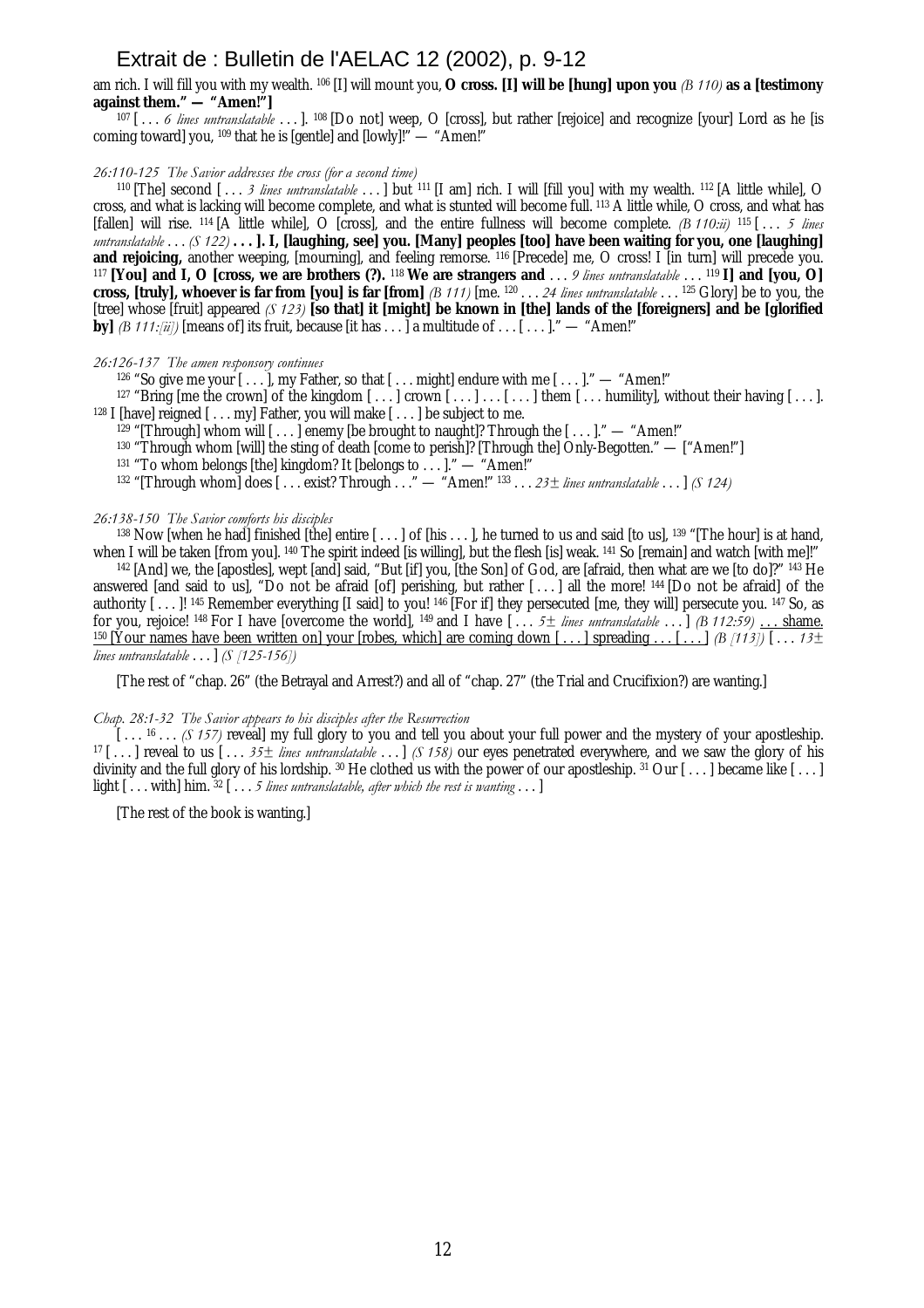am rich. I will fill you with my wealth. [106] [I] will mount you, **O cross. [I] will be [hung] upon you** *(B 110)* **as a [testimony against them." — "Amen!"]**

[107] [ . . . *6 lines untranslatable* . . . ]. [108] [Do not] weep, O [cross], but rather [rejoice] and recognize [your] Lord as he [is coming toward] you, [109] that he is [gentle] and [lowly]!" — "Amen!"

*26:110-125 The Savior addresses the cross (for a second time)*

[110] [The] second [ . . . *3 lines untranslatable* . . . ] but [111] [I am] rich. I will [fill you] with my wealth. [112] [A little while], O cross, and what is lacking will become complete, and what is stunted will become full. [113] A little while, O cross, and what has [fallen] will rise. [114] [A little while], O [cross], and the entire fullness will become complete. *(B 110:ii)* [115] [ . . . *5 lines untranslatable* . . . *(S 122)* **. . . ]. I, [laughing, see] you. [Many] peoples [too] have been waiting for you, one [laughing] and rejoicing,** another weeping, [mourning], and feeling remorse. [116] [Precede] me, O cross! I [in turn] will precede you. [117] **[You] and I, O [cross, we are brothers (?).** [118] **We are strangers and** . . . *9 lines untranslatable* . . . [119] **I] and [you, O] cross, [truly], whoever is far from [you] is far [from]** *(B 111)* [me. [120] . . . *24 lines untranslatable* . . . [125] Glory] be to you, the [tree] whose [fruit] appeared *(S 123)* **[so that] it [might] be known in [the] lands of the [foreigners] and be [glorified by]** *(B 111:[ii])* [means of] its fruit, because [it has . . . ] a multitude of . . . [ . . . ]." — "Amen!"

*26:126-137 The amen responsory continues*

[126] "So give me your [ . . . ], my Father, so that [ . . . might] endure with me [ . . . ]." — "Amen!"

[127] "Bring [me the crown] of the kingdom [ . . . ] crown [ . . . ] . . . [ . . . ] them [ . . . humility], without their having [ . . . ]. [128] I [have] reigned [ . . . my] Father, you will make [ . . . ] be subject to me.

[129] "[Through] whom will [ . . . ] enemy [be brought to naught]? Through the [ . . . ]." — "Amen!"

[130] "Through whom [will] the sting of death [come to perish]? [Through the] Only-Begotten." — ["Amen!"]

[131] "To whom belongs [the] kingdom? It [belongs to . . . ]." — "Amen!"

[132] "[Through whom] does [ . . . exist? Through . . ." — "Amen!" [133] . . . *23± lines untranslatable* . . . ] *(S 124)*

*26:138-150 The Savior comforts his disciples*

[138] Now [when he had] finished [the] entire [ . . . ] of [his . . . ], he turned to us and said [to us], [139] "[The hour] is at hand, when I will be taken [from you]. [140] The spirit indeed [is willing], but the flesh [is] weak. [141] So [remain] and watch [with me]!"

[142] [And] we, the [apostles], wept [and] said, "But [if] you, [the Son] of God, are [afraid, then what are we [to do]?" [143] He answered [and said to us], "Do not be afraid [of] perishing, but rather [ . . . ] all the more! [144] [Do not be afraid] of the authority [ . . . ]! [145] Remember everything [I said] to you! [146] [For if] they persecuted [me, they will] persecute you. [147] So, as for you, rejoice! [148] For I have [overcome the world], [149] and I have [ . . . *5± lines untranslatable* . . . ] *(B 112:59)* . . . shame. [150] [Your names have been written on] your [robes, which] are coming down [ . . . ] spreading . . . [ . . . ] *(B [113])* [ . . . *13± lines untranslatable* . . . ] *(S [125-156])*

[The rest of "chap. 26" (the Betrayal and Arrest?) and all of "chap. 27" (the Trial and Crucifixion?) are wanting.]

*Chap. 28:1-32 The Savior appears to his disciples after the Resurrection*

[ . . . [16] . . . *(S 157)* reveal] my full glory to you and tell you about your full power and the mystery of your apostleship. [17] [ . . . ] reveal to us [ . . . *35± lines untranslatable* . . . ] *(S 158)* our eyes penetrated everywhere, and we saw the glory of his divinity and the full glory of his lordship. [30] He clothed us with the power of our apostleship. [31] Our [ . . . ] became like [ . . . ] light [ . . . with] him. [32] [ . . . *5 lines untranslatable, after which the rest is wanting* . . . ]

[The rest of the book is wanting.]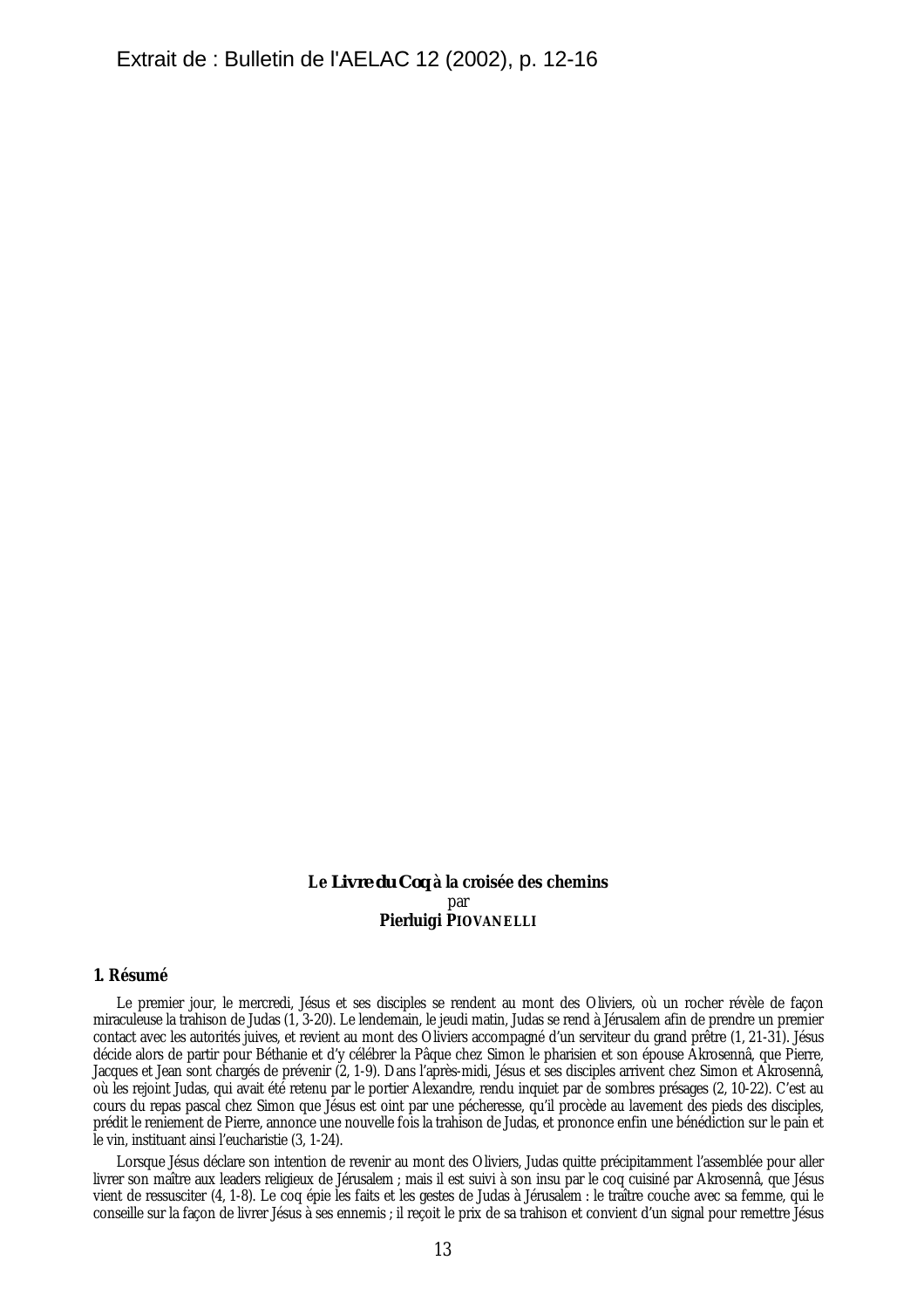Extrait de : Bulletin de l'AELAC 12 (2002), p. 12-16

**Le *Livre du Coq* à la croisée des chemins**
par
**Pierluigi PIOVANELLI**

### 1. Résumé

Le premier jour, le mercredi, Jésus et ses disciples se rendent au mont des Oliviers, où un rocher révèle de façon miraculeuse la trahison de Judas (1, 3-20). Le lendemain, le jeudi matin, Judas se rend à Jérusalem afin de prendre un premier contact avec les autorités juives, et revient au mont des Oliviers accompagné d'un serviteur du grand prêtre (1, 21-31). Jésus décide alors de partir pour Béthanie et d'y célébrer la Pâque chez Simon le pharisien et son épouse Akrosennâ, que Pierre, Jacques et Jean sont chargés de prévenir (2, 1-9). Dans l'après-midi, Jésus et ses disciples arrivent chez Simon et Akrosennâ, où les rejoint Judas, qui avait été retenu par le portier Alexandre, rendu inquiet par de sombres présages (2, 10-22). C'est au cours du repas pascal chez Simon que Jésus est oint par une pécheresse, qu'il procède au lavement des pieds des disciples, prédit le reniement de Pierre, annonce une nouvelle fois la trahison de Judas, et prononce enfin une bénédiction sur le pain et le vin, instituant ainsi l'eucharistie (3, 1-24).

Lorsque Jésus déclare son intention de revenir au mont des Oliviers, Judas quitte précipitamment l'assemblée pour aller livrer son maître aux leaders religieux de Jérusalem ; mais il est suivi à son insu par le coq cuisiné par Akrosennâ, que Jésus vient de ressusciter (4, 1-8). Le coq épie les faits et les gestes de Judas à Jérusalem : le traître couche avec sa femme, qui le conseille sur la façon de livrer Jésus à ses ennemis ; il reçoit le prix de sa trahison et convient d'un signal pour remettre Jésus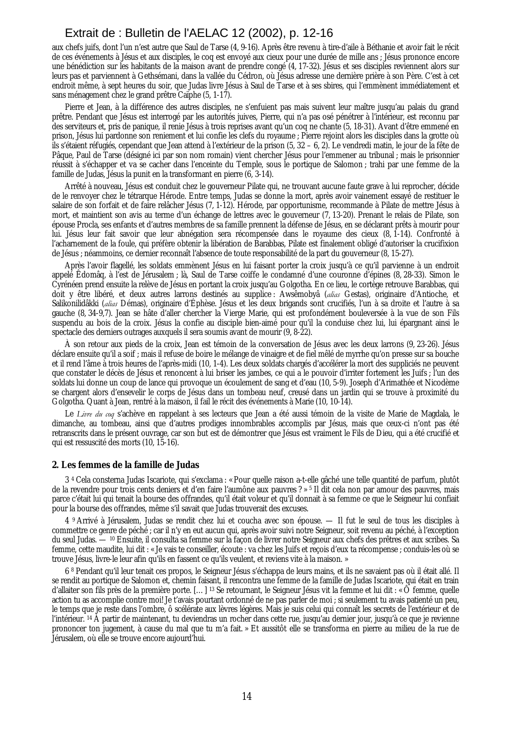aux chefs juifs, dont l'un n'est autre que Saul de Tarse (4, 9-16). Après être revenu à tire-d'aile à Béthanie et avoir fait le récit de ces événements à Jésus et aux disciples, le coq est envoyé aux cieux pour une durée de mille ans ; Jésus prononce encore une bénédiction sur les habitants de la maison avant de prendre congé (4, 17-32). Jésus et ses disciples reviennent alors sur leurs pas et parviennent à Gethsémani, dans la vallée du Cédron, où Jésus adresse une dernière prière à son Père. C'est à cet endroit même, à sept heures du soir, que Judas livre Jésus à Saul de Tarse et à ses sbires, qui l'emmènent immédiatement et sans ménagement chez le grand prêtre Caïphe (5, 1-17).

Pierre et Jean, à la différence des autres disciples, ne s'enfuient pas mais suivent leur maître jusqu'au palais du grand prêtre. Pendant que Jésus est interrogé par les autorités juives, Pierre, qui n'a pas osé pénétrer à l'intérieur, est reconnu par des serviteurs et, pris de panique, il renie Jésus à trois reprises avant qu'un coq ne chante (5, 18-31). Avant d'être emmené en prison, Jésus lui pardonne son reniement et lui confie les clefs du royaume ; Pierre rejoint alors les disciples dans la grotte où ils s'étaient réfugiés, cependant que Jean attend à l'extérieur de la prison (5, 32 – 6, 2). Le vendredi matin, le jour de la fête de Pâque, Paul de Tarse (désigné ici par son nom romain) vient chercher Jésus pour l'emmener au tribunal ; mais le prisonnier réussit à s'échapper et va se cacher dans l'enceinte du Temple, sous le portique de Salomon ; trahi par une femme de la famille de Judas, Jésus la punit en la transformant en pierre (6, 3-14).

Arrêté à nouveau, Jésus est conduit chez le gouverneur Pilate qui, ne trouvant aucune faute grave à lui reprocher, décide de le renvoyer chez le tétrarque Hérode. Entre temps, Judas se donne la mort, après avoir vainement essayé de restituer le salaire de son forfait et de faire relâcher Jésus (7, 1-12). Hérode, par opportunisme, recommande à Pilate de mettre Jésus à mort, et maintient son avis au terme d'un échange de lettres avec le gouverneur (7, 13-20). Prenant le relais de Pilate, son épouse Procla, ses enfants et d'autres membres de sa famille prennent la défense de Jésus, en se déclarant prêts à mourir pour lui. Jésus leur fait savoir que leur abnégation sera récompensée dans le royaume des cieux (8, 1-14). Confronté à l'acharnement de la foule, qui préfère obtenir la libération de Barabbas, Pilate est finalement obligé d'autoriser la crucifixion de Jésus ; néanmoins, ce dernier reconnaît l'absence de toute responsabilité de la part du gouverneur (8, 15-27).

Après l'avoir flagellé, les soldats emmènent Jésus en lui faisant porter la croix jusqu'à ce qu'il parvienne à un endroit appelé Ēdomâq, à l'est de Jérusalem ; là, Saul de Tarse coiffe le condamné d'une couronne d'épines (8, 28-33). Simon le Cyrénéen prend ensuite la relève de Jésus en portant la croix jusqu'au Golgotha. En ce lieu, le cortège retrouve Barabbas, qui doit y être libéré, et deux autres larrons destinés au supplice : Awsēmobyâ (*alias* Gestas), originaire d'Antioche, et Salikonilidâkki (*alias* Démas), originaire d'Éphèse. Jésus et les deux brigands sont crucifiés, l'un à sa droite et l'autre à sa gauche (8, 34-9,7). Jean se hâte d'aller chercher la Vierge Marie, qui est profondément bouleversée à la vue de son Fils suspendu au bois de la croix. Jésus la confie au disciple bien-aimé pour qu'il la conduise chez lui, lui épargnant ainsi le spectacle des derniers outrages auxquels il sera soumis avant de mourir (9, 8-22).

À son retour aux pieds de la croix, Jean est témoin de la conversation de Jésus avec les deux larrons (9, 23-26). Jésus déclare ensuite qu'il a soif ; mais il refuse de boire le mélange de vinaigre et de fiel mêlé de myrrhe qu'on presse sur sa bouche et il rend l'âme à trois heures de l'après-midi (10, 1-4). Les deux soldats chargés d'accélérer la mort des suppliciés ne peuvent que constater le décès de Jésus et renoncent à lui briser les jambes, ce qui a le pouvoir d'irriter fortement les Juifs ; l'un des soldats lui donne un coup de lance qui provoque un écoulement de sang et d'eau (10, 5-9). Joseph d'Arimathée et Nicodème se chargent alors d'ensevelir le corps de Jésus dans un tombeau neuf, creusé dans un jardin qui se trouve à proximité du Golgotha. Quant à Jean, rentré à la maison, il fail le récit des événements à Marie (10, 10-14).

Le *Livre du coq* s'achève en rappelant à ses lecteurs que Jean a été aussi témoin de la visite de Marie de Magdala, le dimanche, au tombeau, ainsi que d'autres prodiges innombrables accomplis par Jésus, mais que ceux-ci n'ont pas été retranscrits dans le présent ouvrage, car son but est de démontrer que Jésus est vraiment le Fils de Dieu, qui a été crucifié et qui est ressuscité des morts (10, 15-16).

### 2. Les femmes de la famille de Judas

3 [4] Cela consterna Judas Iscariote, qui s'exclama : « Pour quelle raison a-t-elle gâché une telle quantité de parfum, plutôt de la revendre pour trois cents deniers et d'en faire l'aumône aux pauvres ? » [5] Il dit cela non par amour des pauvres, mais parce c'était lui qui tenait la bourse des offrandes, qu'il était voleur et qu'il donnait à sa femme ce que le Seigneur lui confiait pour la bourse des offrandes, même s'il savait que Judas trouverait des excuses.

4 [9] Arrivé à Jérusalem, Judas se rendit chez lui et coucha avec son épouse. — Il fut le seul de tous les disciples à commettre ce genre de péché ; car il n'y en eut aucun qui, après avoir suivi notre Seigneur, soit revenu au péché, à l'exception du seul Judas. — [10] Ensuite, il consulta sa femme sur la façon de livrer notre Seigneur aux chefs des prêtres et aux scribes. Sa femme, cette maudite, lui dit : « Je vais te conseiller, écoute : va chez les Juifs et reçois d'eux ta récompense ; conduis-les où se trouve Jésus, livre-le leur afin qu'ils en fassent ce qu'ils veulent, et reviens vite à la maison. »

6 [8] Pendant qu'il leur tenait ces propos, le Seigneur Jésus s'échappa de leurs mains, et ils ne savaient pas où il était allé. Il se rendit au portique de Salomon et, chemin faisant, il rencontra une femme de la famille de Judas Iscariote, qui était en train d'allaiter son fils près de la première porte. [...] [13] Se retournant, le Seigneur Jésus vit la femme et lui dit : « Ô femme, quelle action tu as accomplie contre moi! Je t'avais pourtant ordonné de ne pas parler de moi ; si seulement tu avais patienté un peu, le temps que je reste dans l'ombre, ô scélérate aux lèvres légères. Mais je suis celui qui connaît les secrets de l'extérieur et de l'intérieur. [14] À partir de maintenant, tu deviendras un rocher dans cette rue, jusqu'au dernier jour, jusqu'à ce que je revienne prononcer ton jugement, à cause du mal que tu m'a fait. » Et aussitôt elle se transforma en pierre au milieu de la rue de Jérusalem, où elle se trouve encore aujourd'hui.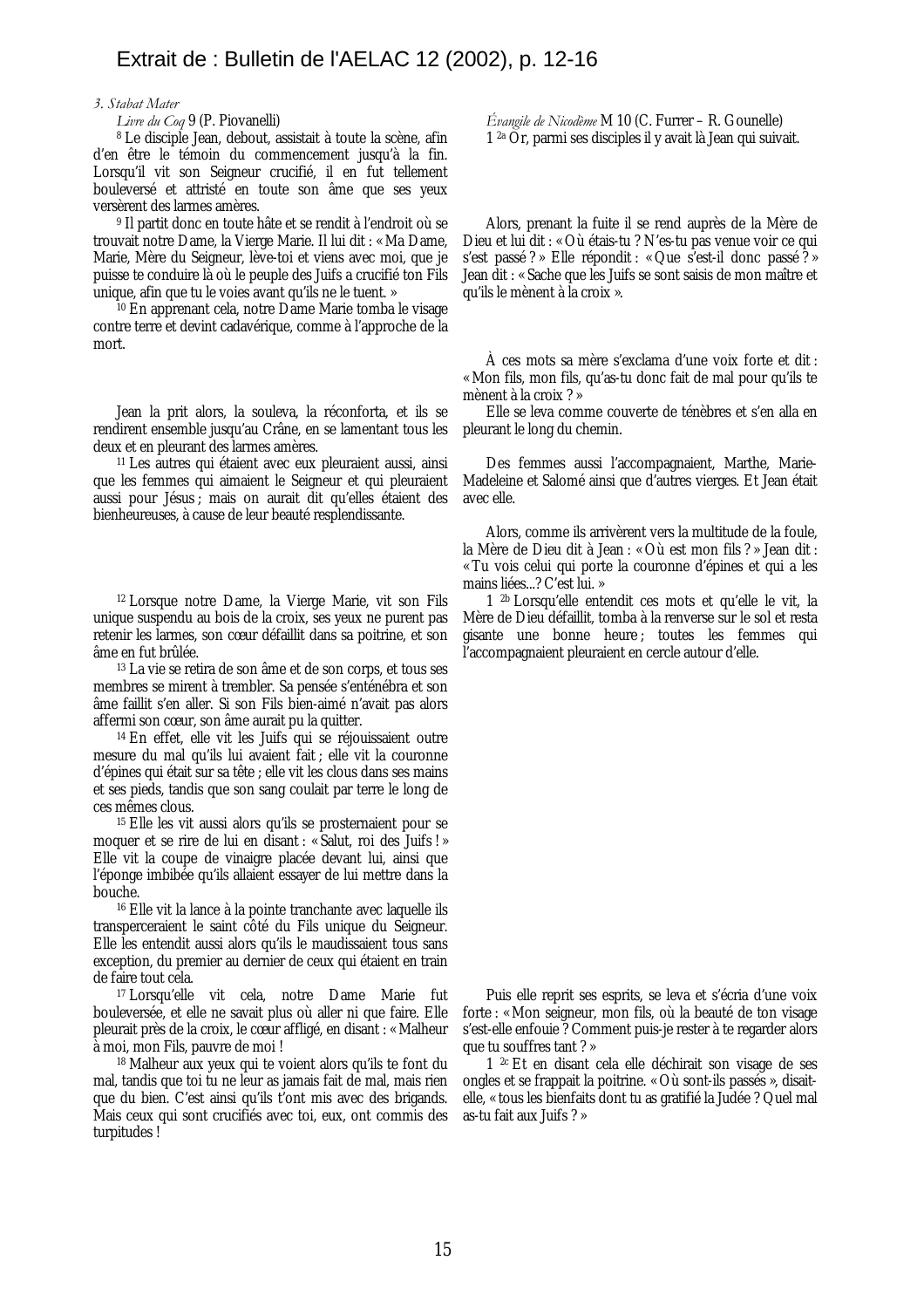*3. Stabat Mater*

| *Livre du Coq* 9 (P. Piovanelli) | *Évangile de Nicodème* M 10 (C. Furrer – R. Gounelle) |
|---|---|
| [8] Le disciple Jean, debout, assistait à toute la scène, afin d'en être le témoin du commencement jusqu'à la fin. Lorsqu'il vit son Seigneur crucifié, il en fut tellement bouleversé et attristé en toute son âme que ses yeux versèrent des larmes amères. | 1 [2a] Or, parmi ses disciples il y avait là Jean qui suivait. |
| [9] Il partit donc en toute hâte et se rendit à l'endroit où se trouvait notre Dame, la Vierge Marie. Il lui dit : « Ma Dame, Marie, Mère du Seigneur, lève-toi et viens avec moi, que je puisse te conduire là où le peuple des Juifs a crucifié ton Fils unique, afin que tu le voies avant qu'ils ne le tuent. » | Alors, prenant la fuite il se rend auprès de la Mère de Dieu et lui dit : « Où étais-tu ? N'es-tu pas venue voir ce qui s'est passé ? » Elle répondit : « Que s'est-il donc passé ? » Jean dit : « Sache que les Juifs se sont saisis de mon maître et qu'ils le mènent à la croix ». |
| [10] En apprenant cela, notre Dame Marie tomba le visage contre terre et devint cadavérique, comme à l'approche de la mort. | |
| | À ces mots sa mère s'exclama d'une voix forte et dit : « Mon fils, mon fils, qu'as-tu donc fait de mal pour qu'ils te mènent à la croix ? » |
| Jean la prit alors, la souleva, la réconforta, et ils se rendirent ensemble jusqu'au Crâne, en se lamentant tous les deux et en pleurant des larmes amères. | Elle se leva comme couverte de ténèbres et s'en alla en pleurant le long du chemin. |
| [11] Les autres qui étaient avec eux pleuraient aussi, ainsi que les femmes qui aimaient le Seigneur et qui pleuraient aussi pour Jésus ; mais on aurait dit qu'elles étaient des bienheureuses, à cause de leur beauté resplendissante. | Des femmes aussi l'accompagnaient, Marthe, Marie-Madeleine et Salomé ainsi que d'autres vierges. Et Jean était avec elle. |
| | Alors, comme ils arrivèrent vers la multitude de la foule, la Mère de Dieu dit à Jean : « Où est mon fils ? » Jean dit : « Tu vois celui qui porte la couronne d'épines et qui a les mains liées...? C'est lui. » |
| [12] Lorsque notre Dame, la Vierge Marie, vit son Fils unique suspendu au bois de la croix, ses yeux ne purent pas retenir les larmes, son cœur défaillit dans sa poitrine, et son âme en fut brûlée. | 1 [2b] Lorsqu'elle entendit ces mots et qu'elle le vit, la Mère de Dieu défaillit, tomba à la renverse sur le sol et resta gisante une bonne heure ; toutes les femmes qui l'accompagnaient pleuraient en cercle autour d'elle. |
| [13] La vie se retira de son âme et de son corps, et tous ses membres se mirent à trembler. Sa pensée s'enténébra et son âme faillit s'en aller. Si son Fils bien-aimé n'avait pas alors affermi son cœur, son âme aurait pu la quitter. [14] En effet, elle vit les Juifs qui se réjouissaient outre mesure du mal qu'ils lui avaient fait ; elle vit la couronne d'épines qui était sur sa tête ; elle vit les clous dans ses mains et ses pieds, tandis que son sang coulait par terre le long de ces mêmes clous. [15] Elle les vit aussi alors qu'ils se prosternaient pour se moquer et se rire de lui en disant : « Salut, roi des Juifs ! » Elle vit la coupe de vinaigre placée devant lui, ainsi que l'éponge imbibée qu'ils allaient essayer de lui mettre dans la bouche. [16] Elle vit la lance à la pointe tranchante avec laquelle ils transperceraient le saint côté du Fils unique du Seigneur. Elle les entendit aussi alors qu'ils le maudissaient tous sans exception, du premier au dernier de ceux qui étaient en train de faire tout cela. | |
| [17] Lorsqu'elle vit cela, notre Dame Marie fut bouleversée, et elle ne savait plus où aller ni que faire. Elle pleurait près de la croix, le cœur affligé, en disant : « Malheur à moi, mon Fils, pauvre de moi ! | Puis elle reprit ses esprits, se leva et s'écria d'une voix forte : « Mon seigneur, mon fils, où la beauté de ton visage s'est-elle enfouie ? Comment puis-je rester à te regarder alors que tu souffres tant ? » |
| [18] Malheur aux yeux qui te voient alors qu'ils te font du mal, tandis que toi tu ne leur as jamais fait de mal, mais rien que du bien. C'est ainsi qu'ils t'ont mis avec des brigands. Mais ceux qui sont crucifiés avec toi, eux, ont commis des turpitudes ! | 1 [2c] Et en disant cela elle déchirait son visage de ses ongles et se frappait la poitrine. « Où sont-ils passés », disait-elle, « tous les bienfaits dont tu as gratifié la Judée ? Quel mal as-tu fait aux Juifs ? » |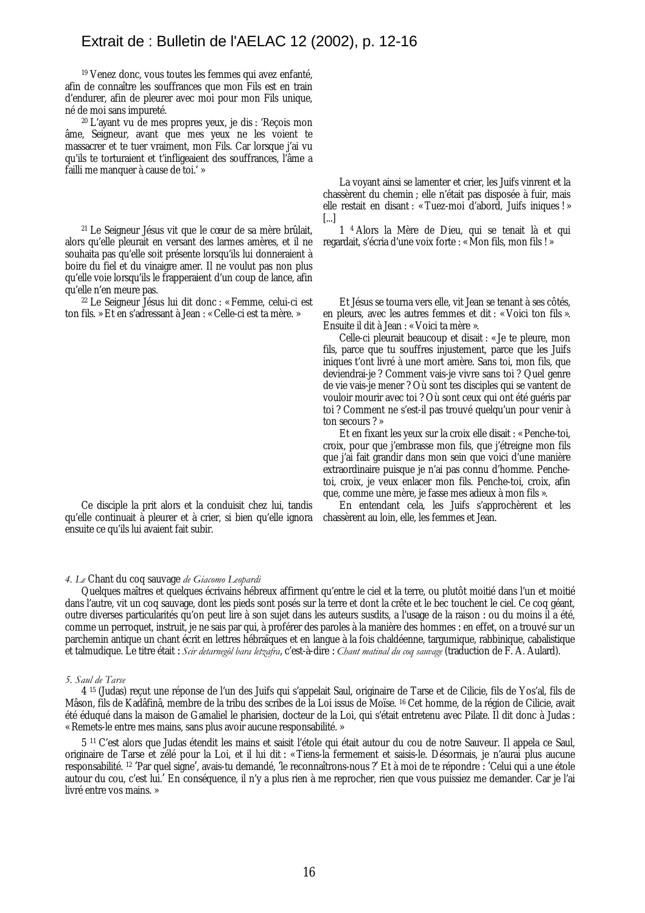Extrait de : Bulletin de l'AELAC 12 (2002), p. 12-16

[19] Venez donc, vous toutes les femmes qui avez enfanté, afin de connaître les souffrances que mon Fils est en train d'endurer, afin de pleurer avec moi pour mon Fils unique, né de moi sans impureté.

[20] L'ayant vu de mes propres yeux, je dis : 'Reçois mon âme, Seigneur, avant que mes yeux ne les voient te massacrer et te tuer vraiment, mon Fils. Car lorsque j'ai vu qu'ils te torturaient et t'infligeaient des souffrances, l'âme a failli me manquer à cause de toi.' »

La voyant ainsi se lamenter et crier, les Juifs vinrent et la chassèrent du chemin ; elle n'était pas disposée à fuir, mais elle restait en disant : « Tuez-moi d'abord, Juifs iniques ! » [...]

[21] Le Seigneur Jésus vit que le cœur de sa mère brûlait, alors qu'elle pleurait en versant des larmes amères, et il ne souhaita pas qu'elle soit présente lorsqu'ils lui donneraient à boire du fiel et du vinaigre amer. Il ne voulut pas non plus qu'elle voie lorsqu'ils le frapperaient d'un coup de lance, afin qu'elle n'en meure pas.

1 [4] Alors la Mère de Dieu, qui se tenait là et qui regardait, s'écria d'une voix forte : « Mon fils, mon fils ! »

[22] Le Seigneur Jésus lui dit donc : « Femme, celui-ci est ton fils. » Et en s'adressant à Jean : « Celle-ci est ta mère. »

Et Jésus se tourna vers elle, vit Jean se tenant à ses côtés, en pleurs, avec les autres femmes et dit : « Voici ton fils ». Ensuite il dit à Jean : « Voici ta mère ».

Celle-ci pleurait beaucoup et disait : « Je te pleure, mon fils, parce que tu souffres injustement, parce que les Juifs iniques t'ont livré à une mort amère. Sans toi, mon fils, que deviendrai-je ? Comment vais-je vivre sans toi ? Quel genre de vie vais-je mener ? Où sont tes disciples qui se vantent de vouloir mourir avec toi ? Où sont ceux qui ont été guéris par toi ? Comment ne s'est-il pas trouvé quelqu'un pour venir à ton secours ? »

Et en fixant les yeux sur la croix elle disait : « Penche-toi, croix, pour que j'embrasse mon fils, que j'étreigne mon fils que j'ai fait grandir dans mon sein que voici d'une manière extraordinaire puisque je n'ai pas connu d'homme. Penche-toi, croix, je veux enlacer mon fils. Penche-toi, croix, afin que, comme une mère, je fasse mes adieux à mon fils ».

Ce disciple la prit alors et la conduisit chez lui, tandis qu'elle continuait à pleurer et à crier, si bien qu'elle ignora ensuite ce qu'ils lui avaient fait subir.

En entendant cela, les Juifs s'approchèrent et les chassèrent au loin, elle, les femmes et Jean.

### *4. Le* Chant du coq sauvage *de Giacomo Leopardi*

Quelques maîtres et quelques écrivains hébreux affirment qu'entre le ciel et la terre, ou plutôt moitié dans l'un et moitié dans l'autre, vit un coq sauvage, dont les pieds sont posés sur la terre et dont la crête et le bec touchent le ciel. Ce coq géant, outre diverses particularités qu'on peut lire à son sujet dans les auteurs susdits, a l'usage de la raison : ou du moins il a été, comme un perroquet, instruit, je ne sais par qui, à proférer des paroles à la manière des hommes : en effet, on a trouvé sur un parchemin antique un chant écrit en lettres hébraïques et en langue à la fois chaldéenne, targumique, rabbinique, cabalistique et talmudique. Le titre était : *Scir detarnegòl bara letzafra*, c'est-à-dire : *Chant matinal du coq sauvage* (traduction de F. A. Aulard).

### *5. Saul de Tarse*

4 [15] (Judas) reçut une réponse de l'un des Juifs qui s'appelait Saul, originaire de Tarse et de Cilicie, fils de Yos'al, fils de Mâson, fils de Kadâfinâ, membre de la tribu des scribes de la Loi issus de Moïse. [16] Cet homme, de la région de Cilicie, avait été éduqué dans la maison de Gamaliel le pharisien, docteur de la Loi, qui s'était entretenu avec Pilate. Il dit donc à Judas : « Remets-le entre mes mains, sans plus avoir aucune responsabilité. »

5 [11] C'est alors que Judas étendit les mains et saisit l'étole qui était autour du cou de notre Sauveur. Il appela ce Saul, originaire de Tarse et zélé pour la Loi, et il lui dit : « Tiens-la fermement et saisis-le. Désormais, je n'aurai plus aucune responsabilité. [12] 'Par quel signe', avais-tu demandé, 'le reconnaîtrons-nous ?' Et à moi de te répondre : 'Celui qui a une étole autour du cou, c'est lui.' En conséquence, il n'y a plus rien à me reprocher, rien que vous puissiez me demander. Car je l'ai livré entre vos mains. »